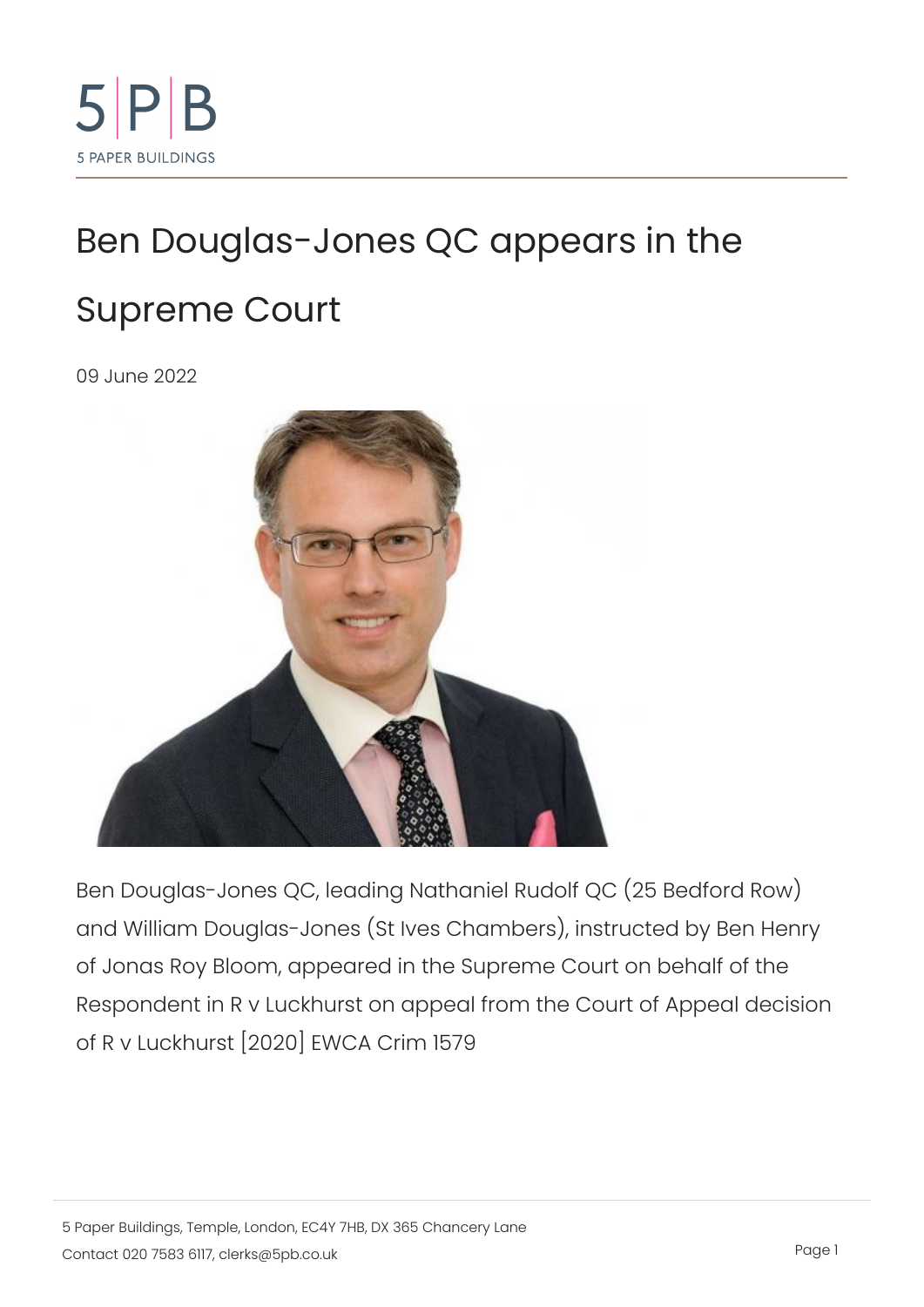5 PAPER BUILDINGS

# Ben Douglas-Jones QC appears in the Supreme Court

09 June 2022

Ben Douglas-Jones QC, leading Nathaniel Rudolf QC (25 Bedford Row) and William Douglas-Jones (St Ives Chambers), instructed by Ben Henry of Jonas Roy Bloom, appeared in the Supreme Court on behalf of the Respondent in R v Luckhurst on appeal from the Court of Appeal decision of R v Luckhurst [2020] EWCA Crim 1579

5 Paper Buildings, Temple, London, EC4Y 7HB, DX 365 Chancery Lane
Contact 020 7583 6117, clerks@5pb.co.uk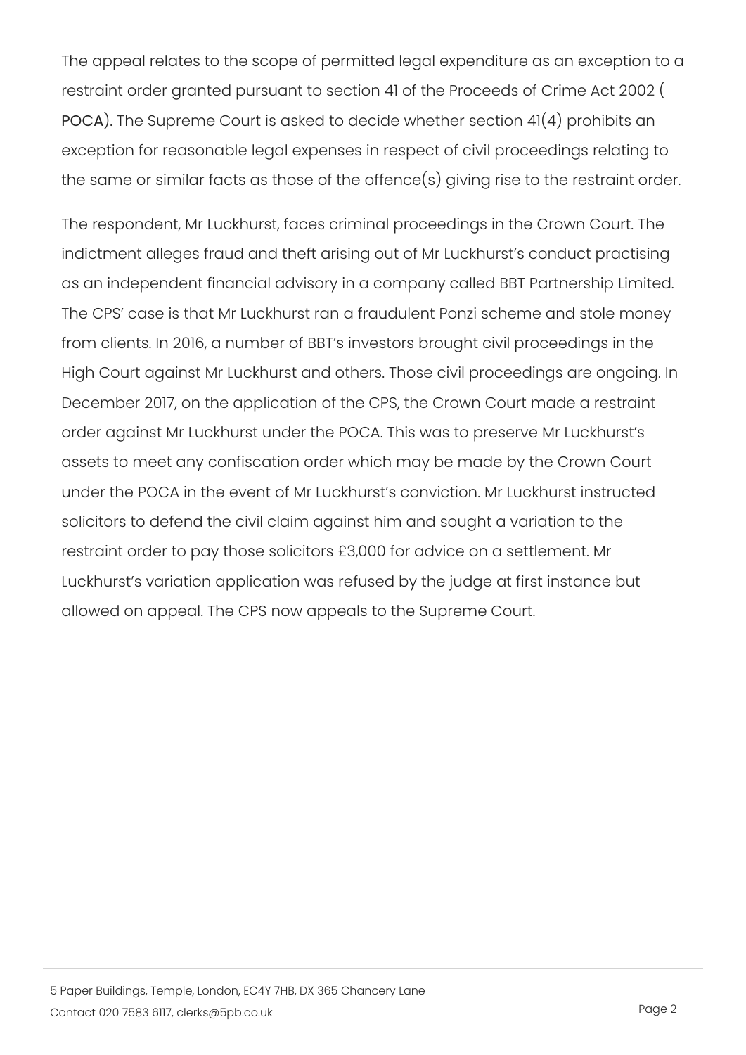The appeal relates to the scope of permitted legal expenditure as an exception to a restraint order granted pursuant to section 41 of the Proceeds of Crime Act 2002 (POCA). The Supreme Court is asked to decide whether section 41(4) prohibits an exception for reasonable legal expenses in respect of civil proceedings relating to the same or similar facts as those of the offence(s) giving rise to the restraint order.

The respondent, Mr Luckhurst, faces criminal proceedings in the Crown Court. The indictment alleges fraud and theft arising out of Mr Luckhurst's conduct practising as an independent financial advisory in a company called BBT Partnership Limited. The CPS' case is that Mr Luckhurst ran a fraudulent Ponzi scheme and stole money from clients. In 2016, a number of BBT's investors brought civil proceedings in the High Court against Mr Luckhurst and others. Those civil proceedings are ongoing. In December 2017, on the application of the CPS, the Crown Court made a restraint order against Mr Luckhurst under the POCA. This was to preserve Mr Luckhurst's assets to meet any confiscation order which may be made by the Crown Court under the POCA in the event of Mr Luckhurst's conviction. Mr Luckhurst instructed solicitors to defend the civil claim against him and sought a variation to the restraint order to pay those solicitors £3,000 for advice on a settlement. Mr Luckhurst's variation application was refused by the judge at first instance but allowed on appeal. The CPS now appeals to the Supreme Court.